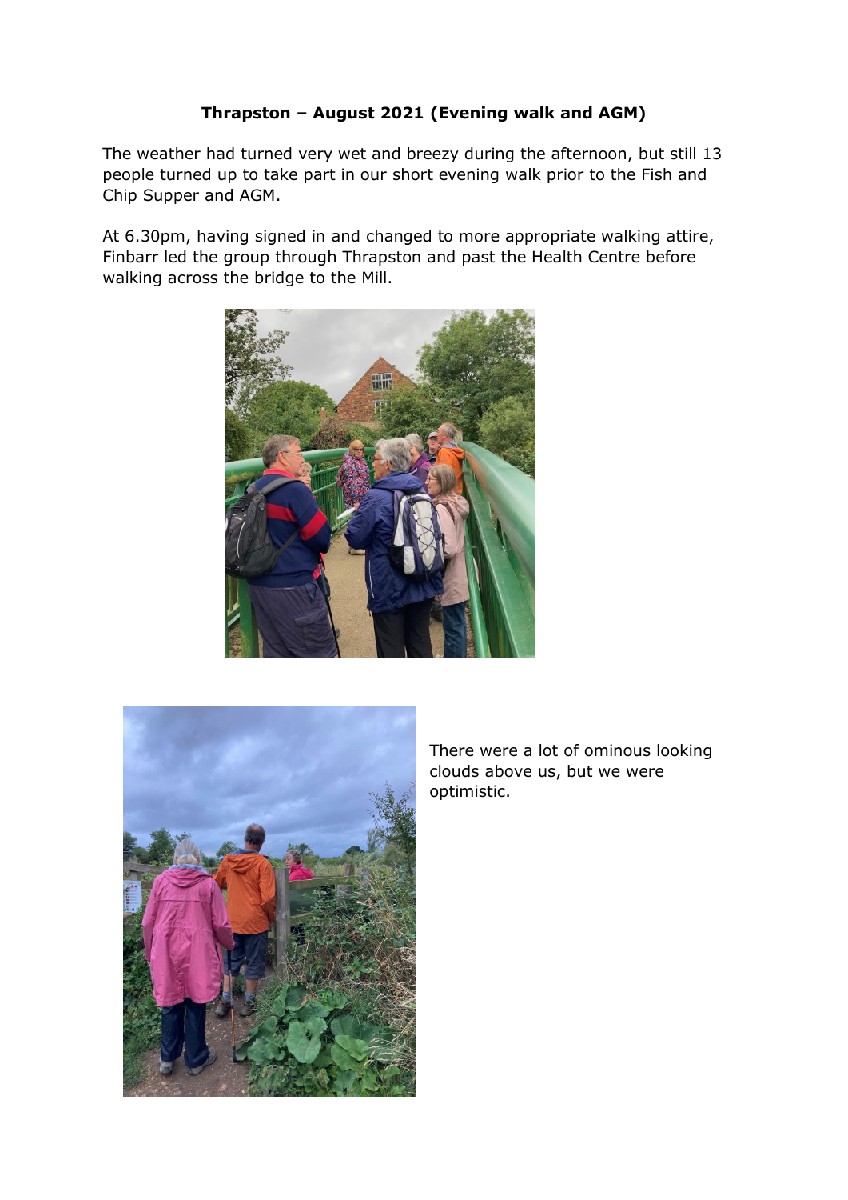**Thrapston – August 2021 (Evening walk and AGM)**

The weather had turned very wet and breezy during the afternoon, but still 13 people turned up to take part in our short evening walk prior to the Fish and Chip Supper and AGM.

At 6.30pm, having signed in and changed to more appropriate walking attire, Finbarr led the group through Thrapston and past the Health Centre before walking across the bridge to the Mill.

There were a lot of ominous looking clouds above us, but we were optimistic.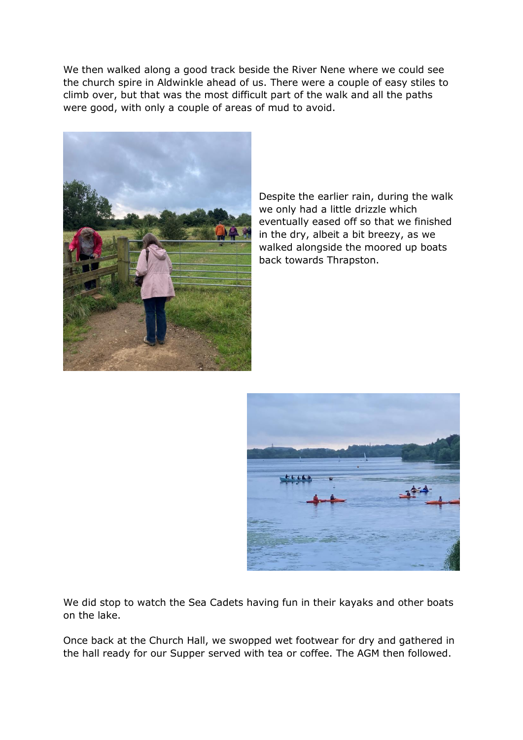We then walked along a good track beside the River Nene where we could see the church spire in Aldwinkle ahead of us. There were a couple of easy stiles to climb over, but that was the most difficult part of the walk and all the paths were good, with only a couple of areas of mud to avoid.

Despite the earlier rain, during the walk we only had a little drizzle which eventually eased off so that we finished in the dry, albeit a bit breezy, as we walked alongside the moored up boats back towards Thrapston.

We did stop to watch the Sea Cadets having fun in their kayaks and other boats on the lake.

Once back at the Church Hall, we swopped wet footwear for dry and gathered in the hall ready for our Supper served with tea or coffee. The AGM then followed.